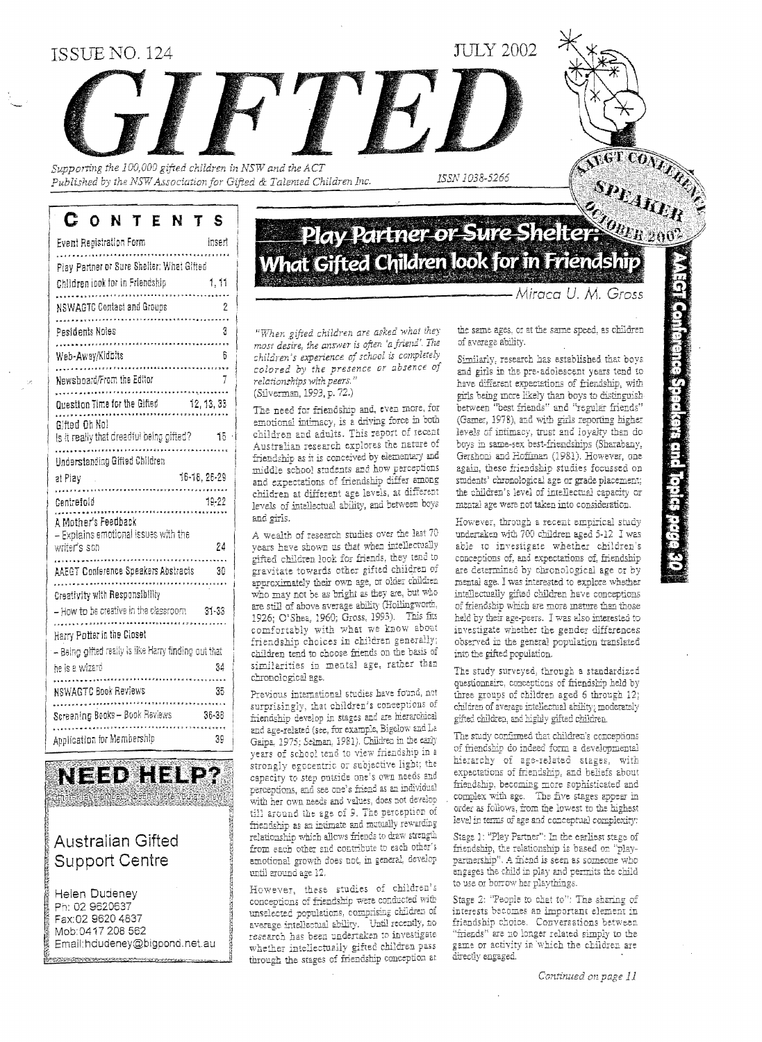ISSUE NO. 124

JULY 2002

# GIFTED

*Supporting the 100,000 gifted children in NSW and the ACT*
*Published by the NSW Association for Gifted & Talented Children Inc.*

ISSN 1038-5266

AAEGT CONFERENCE SPEAKER OCTOBER 2002

AAEGT Conference Speakers and Topics page 30

## CONTENTS

| | |
|---|---|
| Event Registration Form | Insert |
| Play Partner or Sure Shelter: What Gifted Children look for in Friendship | 1, 11 |
| NSWAGTC Contact and Groups | 2 |
| Pesidents Notes | 3 |
| Web-Away/Kidbits | 6 |
| Newsboard/From the Editor | 7 |
| Question Time for the Gifted | 12, 13, 33 |
| Gifted Oh No! Is it really that dreadful being gifted? | 15 |
| Understanding Gifted Children at Play | 16-18, 26-29 |
| Centrefold | 19-22 |
| A Mother's Feedback – Explains emotional issues with the writer's son | 24 |
| AAEGT Conference Speakers Abstracts | 30 |
| Creativity with Responsibility – How to be creative in the classroom | 31-33 |
| Harry Potter in the Closet – Being gifted really is like Harry finding out that he is a wizard | 34 |
| NSWAGTC Book Reviews | 35 |
| Screening Books – Book Reviews | 36-38 |
| Application for Membership | 39 |

## NEED HELP?

### Australian Gifted Support Centre

Helen Dudeney
Ph: 02 9620637
Fax:02 9620 4837
Mob:0417 206 562
Email:hdudeney@bigpond.net.au

# Play Partner or Sure Shelter: What Gifted Children look for in Friendship

— Miraca U. M. Gross

*"When gifted children are asked what they most desire, the answer is often 'a friend'. The children's experience of school is completely colored by the presence or absence of relationships with peers."*
(Silverman, 1993, p. 72.)

The need for friendship and, even more, for emotional intimacy, is a driving force in both children and adults. This report of recent Australian research explores the nature of friendship as it is conceived by elementary and middle school students and how perceptions and expectations of friendship differ among children at different age levels, at different levels of intellectual ability, and between boys and girls.

A wealth of research studies over the last 70 years have shown us that when intellectually gifted children look for friends, they tend to gravitate towards other gifted children of approximately their own age, or older children who may not be as bright as they are, but who are still of above average ability (Hollingworth, 1926; O'Shea, 1960; Gross, 1993). This fits comfortably with what we know about friendship choices in children generally; children tend to choose friends on the basis of similarities in mental age, rather than chronological age.

Previous international studies have found, not surprisingly, that children's conceptions of friendship develop in stages and are hierarchical and age-related (see, for example, Bigelow and La Gaipa, 1975; Selman, 1981). Children in the early years of school tend to view friendship in a strongly egocentric or subjective light; the capacity to step outside one's own needs and perceptions, and see one's friend as an individual with her own needs and values, does not develop till around the age of 9. The perception of friendship as an intimate and mutually rewarding relationship which allows friends to draw strength from each other and contribute to each other's emotional growth does not, in general, develop until around age 12.

However, these studies of children's conceptions of friendship were conducted with unselected populations, comprising children of average intellectual ability. Until recently, no research has been undertaken to investigate whether intellectually gifted children pass through the stages of friendship conception at the same ages, or at the same speed, as children of average ability.

Similarly, research has established that boys and girls in the pre-adolescent years tend to have different expectations of friendship, with girls being more likely than boys to distinguish between "best friends" and "regular friends" (Gamer, 1978), and with girls reporting higher levels of intimacy, trust and loyalty than do boys in same-sex best-friendships (Sharabany, Gershoni and Hoffman (1981). However, once again, these friendship studies focussed on students' chronological age or grade placement; the children's level of intellectual capacity or mental age were not taken into consideration.

However, through a recent empirical study undertaken with 700 children aged 5-12 I was able to investigate whether children's conceptions of, and expectations of, friendship are determined by chronological age or by mental age. I was interested to explore whether intellectually gifted children have conceptions of friendship which are more mature than those held by their age-peers. I was also interested to investigate whether the gender differences observed in the general population translated into the gifted population.

The study surveyed, through a standardized questionnaire, conceptions of friendship held by three groups of children aged 6 through 12; children of average intellectual ability; moderately gifted children, and highly gifted children.

The study confirmed that children's conceptions of friendship do indeed form a developmental hierarchy of age-related stages, with expectations of friendship, and beliefs about friendship, becoming more sophisticated and complex with age. The five stages appear in order as follows, from the lowest to the highest level in terms of age and conceptual complexity:

Stage 1: "Play Partner": In the earliest stage of friendship, the relationship is based on "play-partnership". A friend is seen as someone who engages the child in play and permits the child to use or borrow her playthings.

Stage 2: "People to chat to": The sharing of interests becomes an important element in friendship choice. Conversations between "friends" are no longer related simply to the game or activity in which the children are directly engaged.

*Continued on page 11*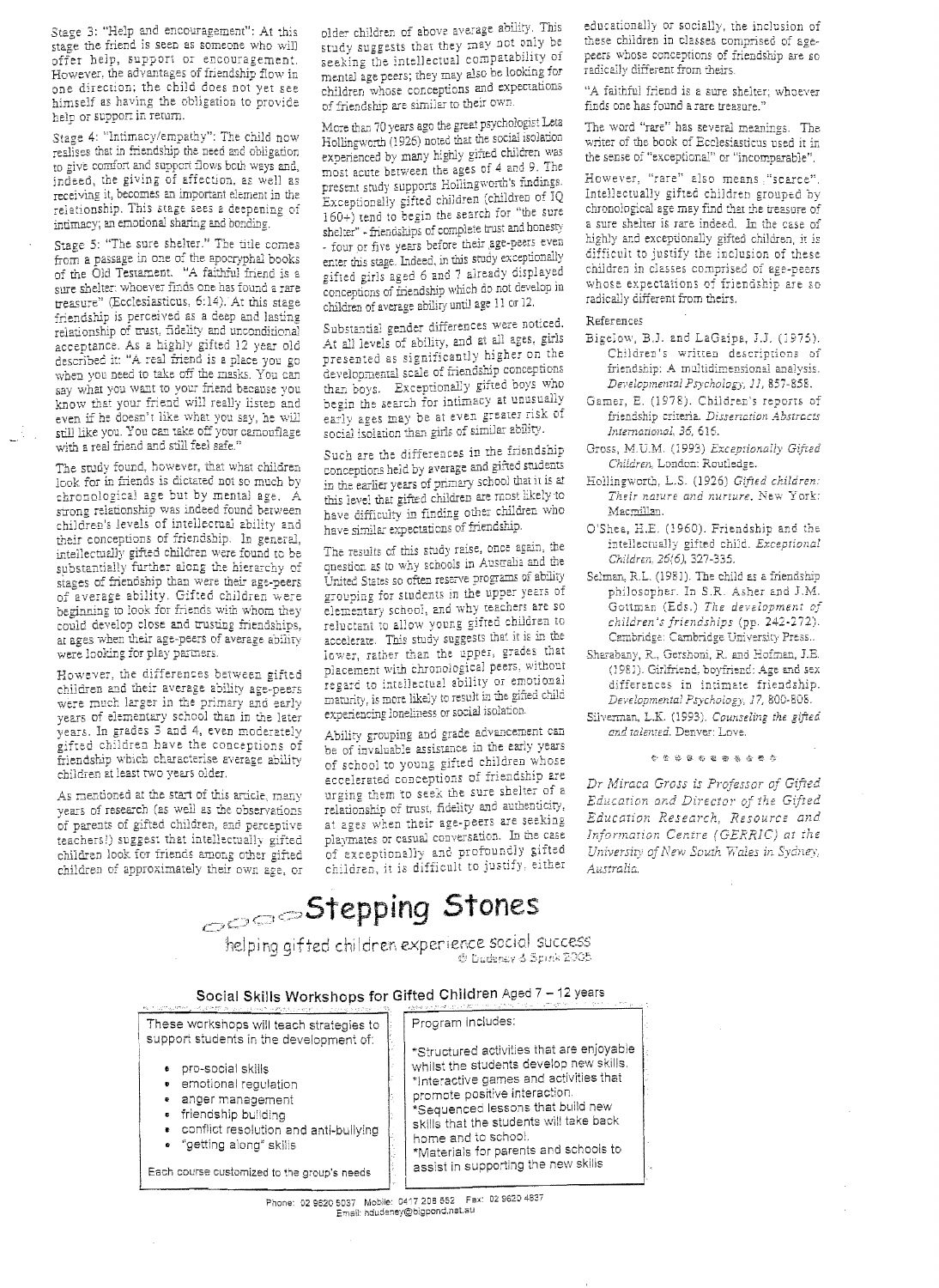Stage 3: "Help and encouragement": At this stage the friend is seen as someone who will offer help, support or encouragement. However, the advantages of friendship flow in one direction; the child does not yet see himself as having the obligation to provide help or support in return.

Stage 4: "Intimacy/empathy": The child now realises that in friendship the need and obligation to give comfort and support flows both ways and, indeed, the giving of affection, as well as receiving it, becomes an important element in the relationship. This stage sees a deepening of intimacy; an emotional sharing and bonding.

Stage 5: "The sure shelter." The title comes from a passage in one of the apocryphal books of the Old Testament. "A faithful friend is a sure shelter; whoever finds one has found a rare treasure" (Ecclesiasticus, 6:14). At this stage friendship is perceived as a deep and lasting relationship of trust, fidelity and unconditional acceptance. As a highly gifted 12 year old described it: "A real friend is a place you go when you need to take off the masks. You can say what you want to your friend because you know that your friend will really listen and even if he doesn't like what you say, he will still like you. You can take off your camouflage with a real friend and still feel safe."

The study found, however, that what children look for in friends is dictated not so much by chronological age but by mental age. A strong relationship was indeed found between children's levels of intellectual ability and their conceptions of friendship. In general, intellectually gifted children were found to be substantially further along the hierarchy of stages of friendship than were their age-peers of average ability. Gifted children were beginning to look for friends with whom they could develop close and trusting friendships, at ages when their age-peers of average ability were looking for play partners.

However, the differences between gifted children and their average ability age-peers were much larger in the primary and early years of elementary school than in the later years. In grades 3 and 4, even moderately gifted children have the conceptions of friendship which characterise average ability children at least two years older.

As mentioned at the start of this article, many years of research (as well as the observations of parents of gifted children, and perceptive teachers!) suggest that intellectually gifted children look for friends among other gifted children of approximately their own age, or older children of above average ability. This study suggests that they may not only be seeking the intellectual compatability of mental age peers; they may also be looking for children whose conceptions and expectations of friendship are similar to their own.

More than 70 years ago the great psychologist Leta Hollingworth (1926) noted that the social isolation experienced by many highly gifted children was most acute between the ages of 4 and 9. The present study supports Hollingworth's findings. Exceptionally gifted children (children of IQ 160+) tend to begin the search for "the sure shelter" - friendships of complete trust and honesty - four or five years before their age-peers even enter this stage. Indeed, in this study exceptionally gifted girls aged 6 and 7 already displayed conceptions of friendship which do not develop in children of average ability until age 11 or 12.

Substantial gender differences were noticed. At all levels of ability, and at all ages, girls presented as significantly higher on the developmental scale of friendship conceptions than boys. Exceptionally gifted boys who begin the search for intimacy at unusually early ages may be at even greater risk of social isolation than girls of similar ability.

Such are the differences in the friendship conceptions held by average and gifted students in the earlier years of primary school that it is at this level that gifted children are most likely to have difficulty in finding other children who have similar expectations of friendship.

The results of this study raise, once again, the question as to why schools in Australia and the United States so often reserve programs of ability grouping for students in the upper years of elementary school, and why teachers are so reluctant to allow young gifted children to accelerate. This study suggests that it is in the lower, rather than the upper, grades that placement with chronological peers, without regard to intellectual ability or emotional maturity, is more likely to result in the gifted child experiencing loneliness or social isolation.

Ability grouping and grade advancement can be of invaluable assistance in the early years of school to young gifted children whose accelerated conceptions of friendship are urging them to seek the sure shelter of a relationship of trust, fidelity and authenticity, at ages when their age-peers are seeking playmates or casual conversation. In the case of exceptionally and profoundly gifted children, it is difficult to justify, either educationally or socially, the inclusion of these children in classes comprised of age-peers whose conceptions of friendship are so radically different from theirs.

"A faithful friend is a sure shelter; whoever finds one has found a rare treasure."

The word "rare" has several meanings. The writer of the book of Ecclesiasticus used it in the sense of "exceptional" or "incomparable".

However, "rare" also means "scarce". Intellectually gifted children grouped by chronological age may find that the treasure of a sure shelter is rare indeed. In the case of highly and exceptionally gifted children, it is difficult to justify the inclusion of these children in classes comprised of age-peers whose expectations of friendship are so radically different from theirs.

## References

Bigelow, B.J. and LaGaipa, J.J. (1975). Children's written descriptions of friendship: A multidimensional analysis. *Developmental Psychology, 11*, 857-858.

Gamer, E. (1978). Children's reports of friendship criteria. *Dissertation Abstracts International, 36*, 616.

Gross, M.U.M. (1993) *Exceptionally Gifted Children*. London: Routledge.

Hollingworth, L.S. (1926) *Gifted children: Their nature and nurture*. New York: Macmillan.

O'Shea, H.E. (1960). Friendship and the intellectually gifted child. *Exceptional Children, 26(6)*, 327-335.

Selman, R.L. (1981). The child as a friendship philosopher. In S.R. Asher and J.M. Gottman (Eds.) *The development of children's friendships* (pp. 242-272). Cambridge: Cambridge University Press..

Sharabany, R., Gershoni, R. and Hofman, J.E. (1981). Girlfriend, boyfriend: Age and sex differences in intimate friendship. *Developmental Psychology, 17*, 800-808.

Silverman, L.K. (1993). *Counseling the gifted and talented*. Denver: Love.

*Dr Miraca Gross is Professor of Gifted Education and Director of the Gifted Education Research, Resource and Information Centre (GERRIC) at the University of New South Wales in Sydney, Australia.*

# Stepping Stones

helping gifted children experience social success

© Dudeney & Spink 2005

## Social Skills Workshops for Gifted Children Aged 7 – 12 years

These workshops will teach strategies to support students in the development of:

- pro-social skills
- emotional regulation
- anger management
- friendship building
- conflict resolution and anti-bullying
- "getting along" skills

Each course customized to the group's needs

Program includes:

*Structured activities that are enjoyable whilst the students develop new skills.
*Interactive games and activities that promote positive interaction.
*Sequenced lessons that build new skills that the students will take back home and to school.
*Materials for parents and schools to assist in supporting the new skills

Phone: 02 9620 5037 Mobile: 0417 208 652 Fax: 02 9620 4837
Email: hdudeney@bigpond.net.au